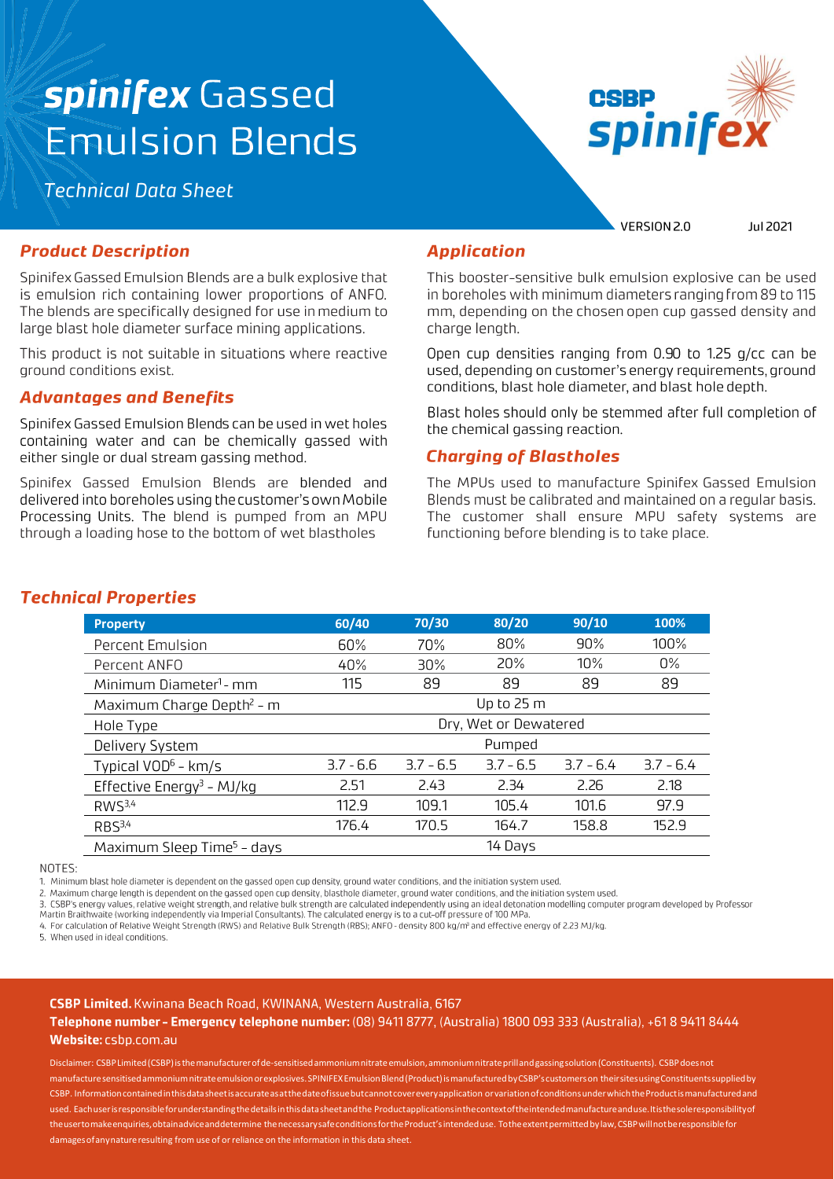# *spinifex* Gassed Emulsion Blends

*Technical Data Sheet*

VERSION 2.0 Jul 2021

## *Product Description*

Spinifex Gassed Emulsion Blends are a bulk explosive that is emulsion rich containing lower proportions of ANFO. The blends are specifically designed for use in medium to large blast hole diameter surface mining applications.

This product is not suitable in situations where reactive ground conditions exist.

## *Advantages and Benefits*

Spinifex Gassed Emulsion Blends can be used in wet holes containing water and can be chemically gassed with either single or dual stream gassing method.

Spinifex Gassed Emulsion Blends are blended and delivered into boreholes using the customer's own Mobile Processing Units. The blend is pumped from an MPU through a loading hose to the bottom of wet blastholes

## *Application*

This booster-sensitive bulk emulsion explosive can be used in boreholes with minimum diameters ranging from 89 to 115 mm, depending on the chosen open cup gassed density and charge length.

Open cup densities ranging from 0.90 to 1.25 g/cc can be used, depending on customer's energy requirements, ground conditions, blast hole diameter, and blast hole depth.

Blast holes should only be stemmed after full completion of the chemical gassing reaction.

## *Charging of Blastholes*

The MPUs used to manufacture Spinifex Gassed Emulsion Blends must be calibrated and maintained on a regular basis. The customer shall ensure MPU safety systems are functioning before blending is to take place.

## *Technical Properties*

| Property | 60/40 | 70/30 | 80/20 | 90/10 | 100% |
|---|---|---|---|---|---|
| Percent Emulsion | 60% | 70% | 80% | 90% | 100% |
| Percent ANFO | 40% | 30% | 20% | 10% | 0% |
| Minimum Diameter[1] - mm | 115 | 89 | 89 | 89 | 89 |
| Maximum Charge Depth[2] - m | Up to 25 m | | | | |
| Hole Type | Dry, Wet or Dewatered | | | | |
| Delivery System | Pumped | | | | |
| Typical VOD[6] - km/s | 3.7 - 6.6 | 3.7 - 6.5 | 3.7 - 6.5 | 3.7 - 6.4 | 3.7 - 6.4 |
| Effective Energy[3] - MJ/kg | 2.51 | 2.43 | 2.34 | 2.26 | 2.18 |
| RWS[3,4] | 112.9 | 109.1 | 105.4 | 101.6 | 97.9 |
| RBS[3,4] | 176.4 | 170.5 | 164.7 | 158.8 | 152.9 |
| Maximum Sleep Time[5] - days | 14 Days | | | | |

NOTES:

1. Minimum blast hole diameter is dependent on the gassed open cup density, ground water conditions, and the initiation system used.
2. Maximum charge length is dependent on the gassed open cup density, blasthole diameter, ground water conditions, and the initiation system used.
3. CSBP's energy values, relative weight strength, and relative bulk strength are calculated independently using an ideal detonation modelling computer program developed by Professor Martin Braithwaite (working independently via Imperial Consultants). The calculated energy is to a cut-off pressure of 100 MPa.
4. For calculation of Relative Weight Strength (RWS) and Relative Bulk Strength (RBS); ANFO - density 800 kg/m³ and effective energy of 2.23 MJ/kg.
5. When used in ideal conditions.

**CSBP Limited.** Kwinana Beach Road, KWINANA, Western Australia, 6167

**Telephone number - Emergency telephone number:** (08) 9411 8777, (Australia) 1800 093 333 (Australia), +61 8 9411 8444

**Website:** csbp.com.au

Disclaimer: CSBP Limited (CSBP) is the manufacturer of de-sensitised ammonium nitrate emulsion, ammonium nitrate prill and gassing solution (Constituents). CSBP does not manufacture sensitised ammonium nitrate emulsion or explosives. SPINIFEX Emulsion Blend (Product) is manufactured by CSBP's customers on their sites using Constituents supplied by CSBP. Information contained in this data sheet is accurate as at the date of issue but cannot cover every application or variation of conditions under which the Product is manufactured and used. Each user is responsible for understanding the details in this data sheet and the Product applications in the context of the intended manufacture and use. It is the sole responsibility of the user to make enquiries, obtain advice and determine the necessary safe conditions for the Product's intended use. To the extent permitted by law, CSBP will not be responsible for damages of any nature resulting from use of or reliance on the information in this data sheet.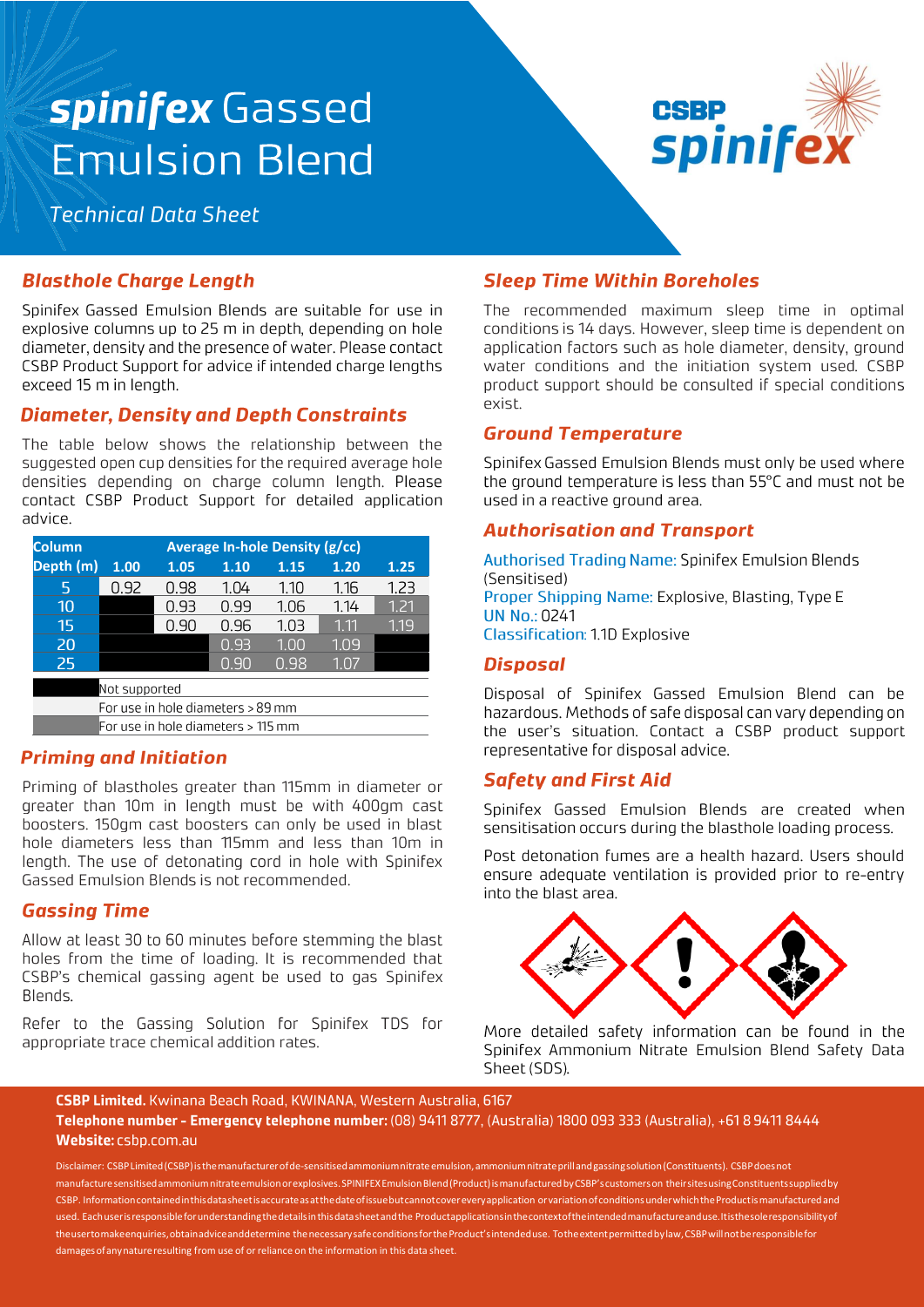# *spinifex* Gassed Emulsion Blend

*Technical Data Sheet*

## *Blasthole Charge Length*

Spinifex Gassed Emulsion Blends are suitable for use in explosive columns up to 25 m in depth, depending on hole diameter, density and the presence of water. Please contact CSBP Product Support for advice if intended charge lengths exceed 15 m in length.

## *Diameter, Density and Depth Constraints*

The table below shows the relationship between the suggested open cup densities for the required average hole densities depending on charge column length. Please contact CSBP Product Support for detailed application advice.

| Column Depth (m) | Average In-hole Density (g/cc) 1.00 | 1.05 | 1.10 | 1.15 | 1.20 | 1.25 |
|---|---|---|---|---|---|---|
| 5 | 0.92 | 0.98 | 1.04 | 1.10 | 1.16 | 1.23 |
| 10 | | 0.93 | 0.99 | 1.06 | 1.14 | 1.21 |
| 15 | | 0.90 | 0.96 | 1.03 | 1.11 | 1.19 |
| 20 | | | 0.93 | 1.00 | 1.09 | |
| 25 | | | 0.90 | 0.98 | 1.07 | |

Not supported
For use in hole diameters > 89 mm
For use in hole diameters > 115 mm

## *Priming and Initiation*

Priming of blastholes greater than 115mm in diameter or greater than 10m in length must be with 400gm cast boosters. 150gm cast boosters can only be used in blast hole diameters less than 115mm and less than 10m in length. The use of detonating cord in hole with Spinifex Gassed Emulsion Blends is not recommended.

## *Gassing Time*

Allow at least 30 to 60 minutes before stemming the blast holes from the time of loading. It is recommended that CSBP's chemical gassing agent be used to gas Spinifex Blends.

Refer to the Gassing Solution for Spinifex TDS for appropriate trace chemical addition rates.

## *Sleep Time Within Boreholes*

The recommended maximum sleep time in optimal conditions is 14 days. However, sleep time is dependent on application factors such as hole diameter, density, ground water conditions and the initiation system used. CSBP product support should be consulted if special conditions exist.

## *Ground Temperature*

Spinifex Gassed Emulsion Blends must only be used where the ground temperature is less than 55°C and must not be used in a reactive ground area.

## *Authorisation and Transport*

Authorised Trading Name: Spinifex Emulsion Blends (Sensitised)
Proper Shipping Name: Explosive, Blasting, Type E
UN No.: 0241
Classification: 1.1D Explosive

## *Disposal*

Disposal of Spinifex Gassed Emulsion Blend can be hazardous. Methods of safe disposal can vary depending on the user's situation. Contact a CSBP product support representative for disposal advice.

## *Safety and First Aid*

Spinifex Gassed Emulsion Blends are created when sensitisation occurs during the blasthole loading process.

Post detonation fumes are a health hazard. Users should ensure adequate ventilation is provided prior to re-entry into the blast area.

More detailed safety information can be found in the Spinifex Ammonium Nitrate Emulsion Blend Safety Data Sheet (SDS).

**CSBP Limited.** Kwinana Beach Road, KWINANA, Western Australia, 6167
**Telephone number - Emergency telephone number:** (08) 9411 8777, (Australia) 1800 093 333 (Australia), +61 8 9411 8444
**Website:** csbp.com.au

Disclaimer: CSBP Limited (CSBP) is the manufacturer of de-sensitised ammonium nitrate emulsion, ammonium nitrate prill and gassing solution (Constituents). CSBP does not manufacture sensitised ammonium nitrate emulsion or explosives. SPINIFEX Emulsion Blend (Product) is manufactured by CSBP's customers on their sites using Constituents supplied by CSBP. Information contained in this data sheet is accurate as at the date of issue but cannot cover every application or variation of conditions under which the Product is manufactured and used. Each user is responsible for understanding the details in this data sheet and the Product applications in the context of the intended manufacture and use. It is the sole responsibility of the user to make enquiries, obtain advice and determine the necessary safe conditions for the Product's intended use. To the extent permitted by law, CSBP will not be responsible for damages of any nature resulting from use of or reliance on the information in this data sheet.